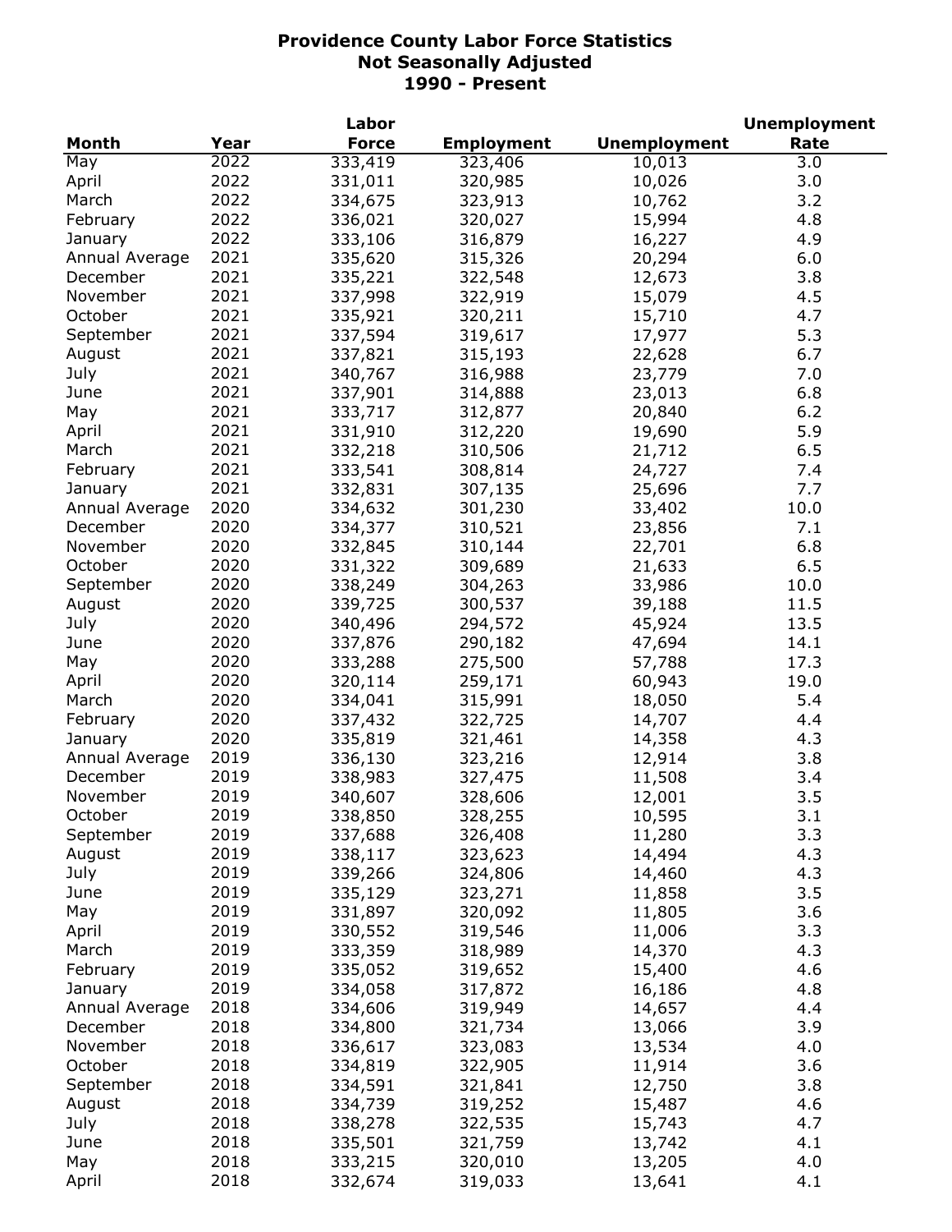# Providence County Labor Force Statistics
## Not Seasonally Adjusted
## 1990 - Present

| Month | Year | Labor Force | Employment | Unemployment | Unemployment Rate |
|---|---|---|---|---|---|
| May | 2022 | 333,419 | 323,406 | 10,013 | 3.0 |
| April | 2022 | 331,011 | 320,985 | 10,026 | 3.0 |
| March | 2022 | 334,675 | 323,913 | 10,762 | 3.2 |
| February | 2022 | 336,021 | 320,027 | 15,994 | 4.8 |
| January | 2022 | 333,106 | 316,879 | 16,227 | 4.9 |
| Annual Average | 2021 | 335,620 | 315,326 | 20,294 | 6.0 |
| December | 2021 | 335,221 | 322,548 | 12,673 | 3.8 |
| November | 2021 | 337,998 | 322,919 | 15,079 | 4.5 |
| October | 2021 | 335,921 | 320,211 | 15,710 | 4.7 |
| September | 2021 | 337,594 | 319,617 | 17,977 | 5.3 |
| August | 2021 | 337,821 | 315,193 | 22,628 | 6.7 |
| July | 2021 | 340,767 | 316,988 | 23,779 | 7.0 |
| June | 2021 | 337,901 | 314,888 | 23,013 | 6.8 |
| May | 2021 | 333,717 | 312,877 | 20,840 | 6.2 |
| April | 2021 | 331,910 | 312,220 | 19,690 | 5.9 |
| March | 2021 | 332,218 | 310,506 | 21,712 | 6.5 |
| February | 2021 | 333,541 | 308,814 | 24,727 | 7.4 |
| January | 2021 | 332,831 | 307,135 | 25,696 | 7.7 |
| Annual Average | 2020 | 334,632 | 301,230 | 33,402 | 10.0 |
| December | 2020 | 334,377 | 310,521 | 23,856 | 7.1 |
| November | 2020 | 332,845 | 310,144 | 22,701 | 6.8 |
| October | 2020 | 331,322 | 309,689 | 21,633 | 6.5 |
| September | 2020 | 338,249 | 304,263 | 33,986 | 10.0 |
| August | 2020 | 339,725 | 300,537 | 39,188 | 11.5 |
| July | 2020 | 340,496 | 294,572 | 45,924 | 13.5 |
| June | 2020 | 337,876 | 290,182 | 47,694 | 14.1 |
| May | 2020 | 333,288 | 275,500 | 57,788 | 17.3 |
| April | 2020 | 320,114 | 259,171 | 60,943 | 19.0 |
| March | 2020 | 334,041 | 315,991 | 18,050 | 5.4 |
| February | 2020 | 337,432 | 322,725 | 14,707 | 4.4 |
| January | 2020 | 335,819 | 321,461 | 14,358 | 4.3 |
| Annual Average | 2019 | 336,130 | 323,216 | 12,914 | 3.8 |
| December | 2019 | 338,983 | 327,475 | 11,508 | 3.4 |
| November | 2019 | 340,607 | 328,606 | 12,001 | 3.5 |
| October | 2019 | 338,850 | 328,255 | 10,595 | 3.1 |
| September | 2019 | 337,688 | 326,408 | 11,280 | 3.3 |
| August | 2019 | 338,117 | 323,623 | 14,494 | 4.3 |
| July | 2019 | 339,266 | 324,806 | 14,460 | 4.3 |
| June | 2019 | 335,129 | 323,271 | 11,858 | 3.5 |
| May | 2019 | 331,897 | 320,092 | 11,805 | 3.6 |
| April | 2019 | 330,552 | 319,546 | 11,006 | 3.3 |
| March | 2019 | 333,359 | 318,989 | 14,370 | 4.3 |
| February | 2019 | 335,052 | 319,652 | 15,400 | 4.6 |
| January | 2019 | 334,058 | 317,872 | 16,186 | 4.8 |
| Annual Average | 2018 | 334,606 | 319,949 | 14,657 | 4.4 |
| December | 2018 | 334,800 | 321,734 | 13,066 | 3.9 |
| November | 2018 | 336,617 | 323,083 | 13,534 | 4.0 |
| October | 2018 | 334,819 | 322,905 | 11,914 | 3.6 |
| September | 2018 | 334,591 | 321,841 | 12,750 | 3.8 |
| August | 2018 | 334,739 | 319,252 | 15,487 | 4.6 |
| July | 2018 | 338,278 | 322,535 | 15,743 | 4.7 |
| June | 2018 | 335,501 | 321,759 | 13,742 | 4.1 |
| May | 2018 | 333,215 | 320,010 | 13,205 | 4.0 |
| April | 2018 | 332,674 | 319,033 | 13,641 | 4.1 |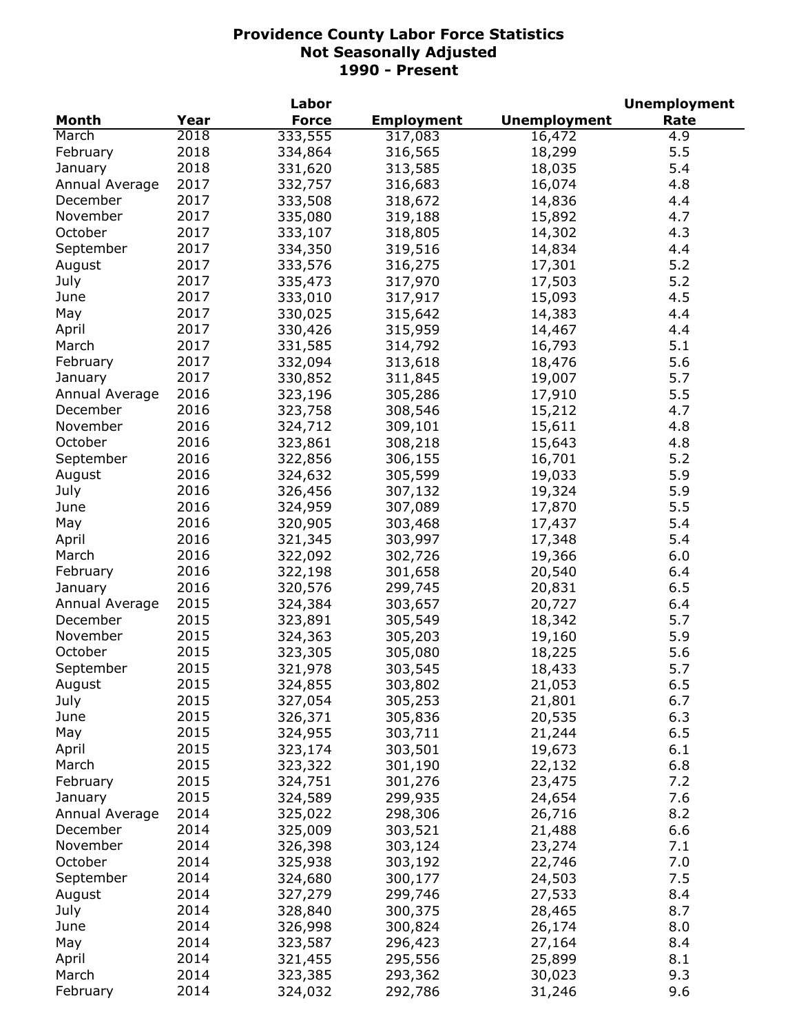# Providence County Labor Force Statistics
## Not Seasonally Adjusted
## 1990 - Present

| Month | Year | Labor Force | Employment | Unemployment | Unemployment Rate |
|---|---|---|---|---|---|
| March | 2018 | 333,555 | 317,083 | 16,472 | 4.9 |
| February | 2018 | 334,864 | 316,565 | 18,299 | 5.5 |
| January | 2018 | 331,620 | 313,585 | 18,035 | 5.4 |
| Annual Average | 2017 | 332,757 | 316,683 | 16,074 | 4.8 |
| December | 2017 | 333,508 | 318,672 | 14,836 | 4.4 |
| November | 2017 | 335,080 | 319,188 | 15,892 | 4.7 |
| October | 2017 | 333,107 | 318,805 | 14,302 | 4.3 |
| September | 2017 | 334,350 | 319,516 | 14,834 | 4.4 |
| August | 2017 | 333,576 | 316,275 | 17,301 | 5.2 |
| July | 2017 | 335,473 | 317,970 | 17,503 | 5.2 |
| June | 2017 | 333,010 | 317,917 | 15,093 | 4.5 |
| May | 2017 | 330,025 | 315,642 | 14,383 | 4.4 |
| April | 2017 | 330,426 | 315,959 | 14,467 | 4.4 |
| March | 2017 | 331,585 | 314,792 | 16,793 | 5.1 |
| February | 2017 | 332,094 | 313,618 | 18,476 | 5.6 |
| January | 2017 | 330,852 | 311,845 | 19,007 | 5.7 |
| Annual Average | 2016 | 323,196 | 305,286 | 17,910 | 5.5 |
| December | 2016 | 323,758 | 308,546 | 15,212 | 4.7 |
| November | 2016 | 324,712 | 309,101 | 15,611 | 4.8 |
| October | 2016 | 323,861 | 308,218 | 15,643 | 4.8 |
| September | 2016 | 322,856 | 306,155 | 16,701 | 5.2 |
| August | 2016 | 324,632 | 305,599 | 19,033 | 5.9 |
| July | 2016 | 326,456 | 307,132 | 19,324 | 5.9 |
| June | 2016 | 324,959 | 307,089 | 17,870 | 5.5 |
| May | 2016 | 320,905 | 303,468 | 17,437 | 5.4 |
| April | 2016 | 321,345 | 303,997 | 17,348 | 5.4 |
| March | 2016 | 322,092 | 302,726 | 19,366 | 6.0 |
| February | 2016 | 322,198 | 301,658 | 20,540 | 6.4 |
| January | 2016 | 320,576 | 299,745 | 20,831 | 6.5 |
| Annual Average | 2015 | 324,384 | 303,657 | 20,727 | 6.4 |
| December | 2015 | 323,891 | 305,549 | 18,342 | 5.7 |
| November | 2015 | 324,363 | 305,203 | 19,160 | 5.9 |
| October | 2015 | 323,305 | 305,080 | 18,225 | 5.6 |
| September | 2015 | 321,978 | 303,545 | 18,433 | 5.7 |
| August | 2015 | 324,855 | 303,802 | 21,053 | 6.5 |
| July | 2015 | 327,054 | 305,253 | 21,801 | 6.7 |
| June | 2015 | 326,371 | 305,836 | 20,535 | 6.3 |
| May | 2015 | 324,955 | 303,711 | 21,244 | 6.5 |
| April | 2015 | 323,174 | 303,501 | 19,673 | 6.1 |
| March | 2015 | 323,322 | 301,190 | 22,132 | 6.8 |
| February | 2015 | 324,751 | 301,276 | 23,475 | 7.2 |
| January | 2015 | 324,589 | 299,935 | 24,654 | 7.6 |
| Annual Average | 2014 | 325,022 | 298,306 | 26,716 | 8.2 |
| December | 2014 | 325,009 | 303,521 | 21,488 | 6.6 |
| November | 2014 | 326,398 | 303,124 | 23,274 | 7.1 |
| October | 2014 | 325,938 | 303,192 | 22,746 | 7.0 |
| September | 2014 | 324,680 | 300,177 | 24,503 | 7.5 |
| August | 2014 | 327,279 | 299,746 | 27,533 | 8.4 |
| July | 2014 | 328,840 | 300,375 | 28,465 | 8.7 |
| June | 2014 | 326,998 | 300,824 | 26,174 | 8.0 |
| May | 2014 | 323,587 | 296,423 | 27,164 | 8.4 |
| April | 2014 | 321,455 | 295,556 | 25,899 | 8.1 |
| March | 2014 | 323,385 | 293,362 | 30,023 | 9.3 |
| February | 2014 | 324,032 | 292,786 | 31,246 | 9.6 |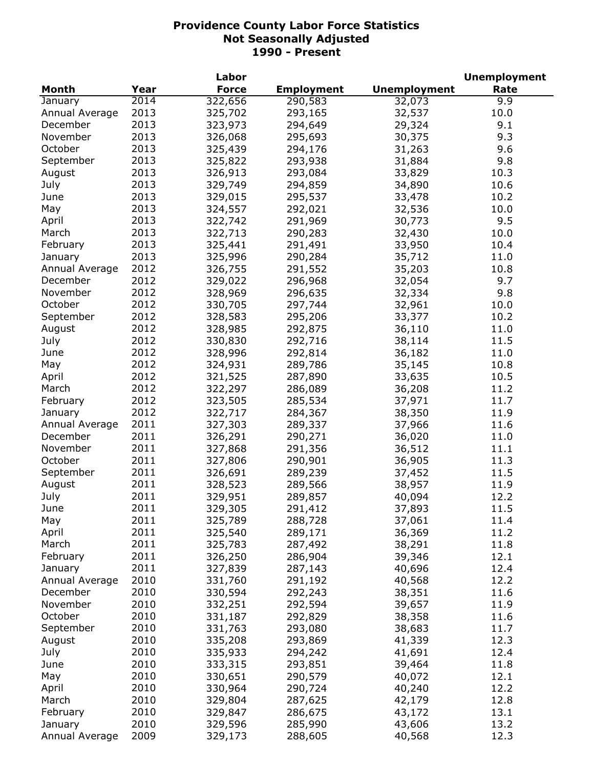# Providence County Labor Force Statistics
## Not Seasonally Adjusted
## 1990 - Present

| Month | Year | Labor Force | Employment | Unemployment | Unemployment Rate |
|---|---|---|---|---|---|
| January | 2014 | 322,656 | 290,583 | 32,073 | 9.9 |
| Annual Average | 2013 | 325,702 | 293,165 | 32,537 | 10.0 |
| December | 2013 | 323,973 | 294,649 | 29,324 | 9.1 |
| November | 2013 | 326,068 | 295,693 | 30,375 | 9.3 |
| October | 2013 | 325,439 | 294,176 | 31,263 | 9.6 |
| September | 2013 | 325,822 | 293,938 | 31,884 | 9.8 |
| August | 2013 | 326,913 | 293,084 | 33,829 | 10.3 |
| July | 2013 | 329,749 | 294,859 | 34,890 | 10.6 |
| June | 2013 | 329,015 | 295,537 | 33,478 | 10.2 |
| May | 2013 | 324,557 | 292,021 | 32,536 | 10.0 |
| April | 2013 | 322,742 | 291,969 | 30,773 | 9.5 |
| March | 2013 | 322,713 | 290,283 | 32,430 | 10.0 |
| February | 2013 | 325,441 | 291,491 | 33,950 | 10.4 |
| January | 2013 | 325,996 | 290,284 | 35,712 | 11.0 |
| Annual Average | 2012 | 326,755 | 291,552 | 35,203 | 10.8 |
| December | 2012 | 329,022 | 296,968 | 32,054 | 9.7 |
| November | 2012 | 328,969 | 296,635 | 32,334 | 9.8 |
| October | 2012 | 330,705 | 297,744 | 32,961 | 10.0 |
| September | 2012 | 328,583 | 295,206 | 33,377 | 10.2 |
| August | 2012 | 328,985 | 292,875 | 36,110 | 11.0 |
| July | 2012 | 330,830 | 292,716 | 38,114 | 11.5 |
| June | 2012 | 328,996 | 292,814 | 36,182 | 11.0 |
| May | 2012 | 324,931 | 289,786 | 35,145 | 10.8 |
| April | 2012 | 321,525 | 287,890 | 33,635 | 10.5 |
| March | 2012 | 322,297 | 286,089 | 36,208 | 11.2 |
| February | 2012 | 323,505 | 285,534 | 37,971 | 11.7 |
| January | 2012 | 322,717 | 284,367 | 38,350 | 11.9 |
| Annual Average | 2011 | 327,303 | 289,337 | 37,966 | 11.6 |
| December | 2011 | 326,291 | 290,271 | 36,020 | 11.0 |
| November | 2011 | 327,868 | 291,356 | 36,512 | 11.1 |
| October | 2011 | 327,806 | 290,901 | 36,905 | 11.3 |
| September | 2011 | 326,691 | 289,239 | 37,452 | 11.5 |
| August | 2011 | 328,523 | 289,566 | 38,957 | 11.9 |
| July | 2011 | 329,951 | 289,857 | 40,094 | 12.2 |
| June | 2011 | 329,305 | 291,412 | 37,893 | 11.5 |
| May | 2011 | 325,789 | 288,728 | 37,061 | 11.4 |
| April | 2011 | 325,540 | 289,171 | 36,369 | 11.2 |
| March | 2011 | 325,783 | 287,492 | 38,291 | 11.8 |
| February | 2011 | 326,250 | 286,904 | 39,346 | 12.1 |
| January | 2011 | 327,839 | 287,143 | 40,696 | 12.4 |
| Annual Average | 2010 | 331,760 | 291,192 | 40,568 | 12.2 |
| December | 2010 | 330,594 | 292,243 | 38,351 | 11.6 |
| November | 2010 | 332,251 | 292,594 | 39,657 | 11.9 |
| October | 2010 | 331,187 | 292,829 | 38,358 | 11.6 |
| September | 2010 | 331,763 | 293,080 | 38,683 | 11.7 |
| August | 2010 | 335,208 | 293,869 | 41,339 | 12.3 |
| July | 2010 | 335,933 | 294,242 | 41,691 | 12.4 |
| June | 2010 | 333,315 | 293,851 | 39,464 | 11.8 |
| May | 2010 | 330,651 | 290,579 | 40,072 | 12.1 |
| April | 2010 | 330,964 | 290,724 | 40,240 | 12.2 |
| March | 2010 | 329,804 | 287,625 | 42,179 | 12.8 |
| February | 2010 | 329,847 | 286,675 | 43,172 | 13.1 |
| January | 2010 | 329,596 | 285,990 | 43,606 | 13.2 |
| Annual Average | 2009 | 329,173 | 288,605 | 40,568 | 12.3 |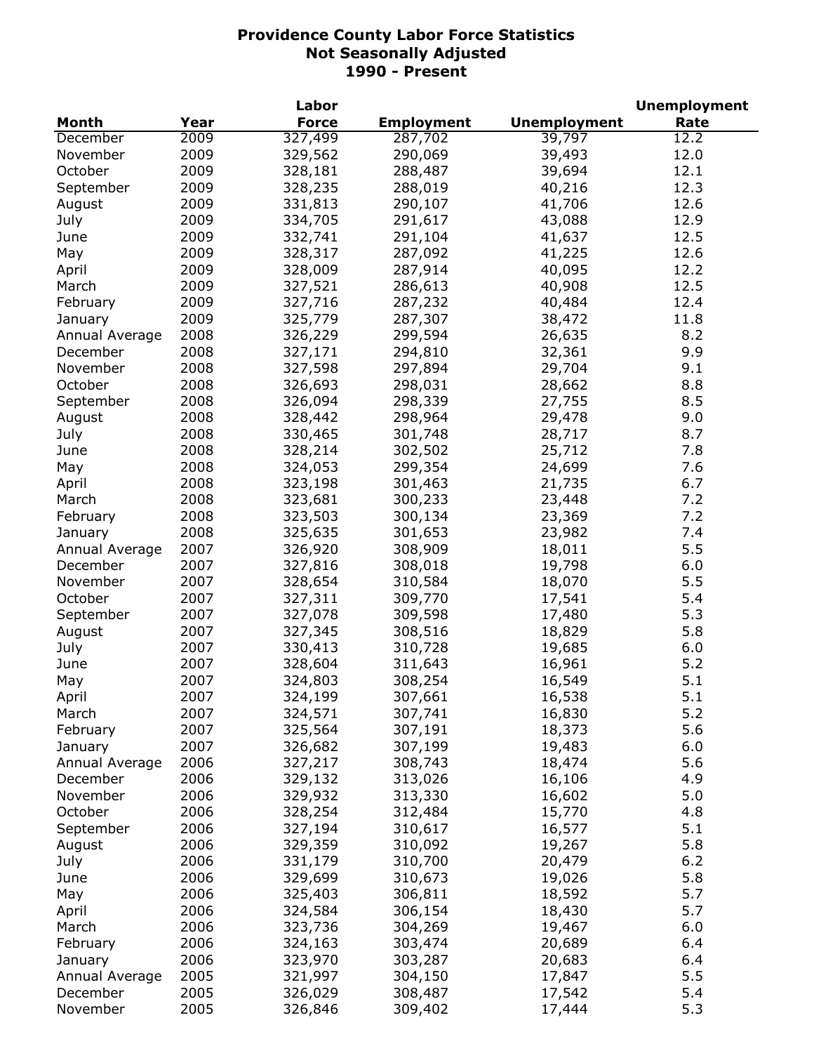# Providence County Labor Force Statistics
## Not Seasonally Adjusted
## 1990 - Present

| Month | Year | Labor Force | Employment | Unemployment | Unemployment Rate |
|---|---|---|---|---|---|
| December | 2009 | 327,499 | 287,702 | 39,797 | 12.2 |
| November | 2009 | 329,562 | 290,069 | 39,493 | 12.0 |
| October | 2009 | 328,181 | 288,487 | 39,694 | 12.1 |
| September | 2009 | 328,235 | 288,019 | 40,216 | 12.3 |
| August | 2009 | 331,813 | 290,107 | 41,706 | 12.6 |
| July | 2009 | 334,705 | 291,617 | 43,088 | 12.9 |
| June | 2009 | 332,741 | 291,104 | 41,637 | 12.5 |
| May | 2009 | 328,317 | 287,092 | 41,225 | 12.6 |
| April | 2009 | 328,009 | 287,914 | 40,095 | 12.2 |
| March | 2009 | 327,521 | 286,613 | 40,908 | 12.5 |
| February | 2009 | 327,716 | 287,232 | 40,484 | 12.4 |
| January | 2009 | 325,779 | 287,307 | 38,472 | 11.8 |
| Annual Average | 2008 | 326,229 | 299,594 | 26,635 | 8.2 |
| December | 2008 | 327,171 | 294,810 | 32,361 | 9.9 |
| November | 2008 | 327,598 | 297,894 | 29,704 | 9.1 |
| October | 2008 | 326,693 | 298,031 | 28,662 | 8.8 |
| September | 2008 | 326,094 | 298,339 | 27,755 | 8.5 |
| August | 2008 | 328,442 | 298,964 | 29,478 | 9.0 |
| July | 2008 | 330,465 | 301,748 | 28,717 | 8.7 |
| June | 2008 | 328,214 | 302,502 | 25,712 | 7.8 |
| May | 2008 | 324,053 | 299,354 | 24,699 | 7.6 |
| April | 2008 | 323,198 | 301,463 | 21,735 | 6.7 |
| March | 2008 | 323,681 | 300,233 | 23,448 | 7.2 |
| February | 2008 | 323,503 | 300,134 | 23,369 | 7.2 |
| January | 2008 | 325,635 | 301,653 | 23,982 | 7.4 |
| Annual Average | 2007 | 326,920 | 308,909 | 18,011 | 5.5 |
| December | 2007 | 327,816 | 308,018 | 19,798 | 6.0 |
| November | 2007 | 328,654 | 310,584 | 18,070 | 5.5 |
| October | 2007 | 327,311 | 309,770 | 17,541 | 5.4 |
| September | 2007 | 327,078 | 309,598 | 17,480 | 5.3 |
| August | 2007 | 327,345 | 308,516 | 18,829 | 5.8 |
| July | 2007 | 330,413 | 310,728 | 19,685 | 6.0 |
| June | 2007 | 328,604 | 311,643 | 16,961 | 5.2 |
| May | 2007 | 324,803 | 308,254 | 16,549 | 5.1 |
| April | 2007 | 324,199 | 307,661 | 16,538 | 5.1 |
| March | 2007 | 324,571 | 307,741 | 16,830 | 5.2 |
| February | 2007 | 325,564 | 307,191 | 18,373 | 5.6 |
| January | 2007 | 326,682 | 307,199 | 19,483 | 6.0 |
| Annual Average | 2006 | 327,217 | 308,743 | 18,474 | 5.6 |
| December | 2006 | 329,132 | 313,026 | 16,106 | 4.9 |
| November | 2006 | 329,932 | 313,330 | 16,602 | 5.0 |
| October | 2006 | 328,254 | 312,484 | 15,770 | 4.8 |
| September | 2006 | 327,194 | 310,617 | 16,577 | 5.1 |
| August | 2006 | 329,359 | 310,092 | 19,267 | 5.8 |
| July | 2006 | 331,179 | 310,700 | 20,479 | 6.2 |
| June | 2006 | 329,699 | 310,673 | 19,026 | 5.8 |
| May | 2006 | 325,403 | 306,811 | 18,592 | 5.7 |
| April | 2006 | 324,584 | 306,154 | 18,430 | 5.7 |
| March | 2006 | 323,736 | 304,269 | 19,467 | 6.0 |
| February | 2006 | 324,163 | 303,474 | 20,689 | 6.4 |
| January | 2006 | 323,970 | 303,287 | 20,683 | 6.4 |
| Annual Average | 2005 | 321,997 | 304,150 | 17,847 | 5.5 |
| December | 2005 | 326,029 | 308,487 | 17,542 | 5.4 |
| November | 2005 | 326,846 | 309,402 | 17,444 | 5.3 |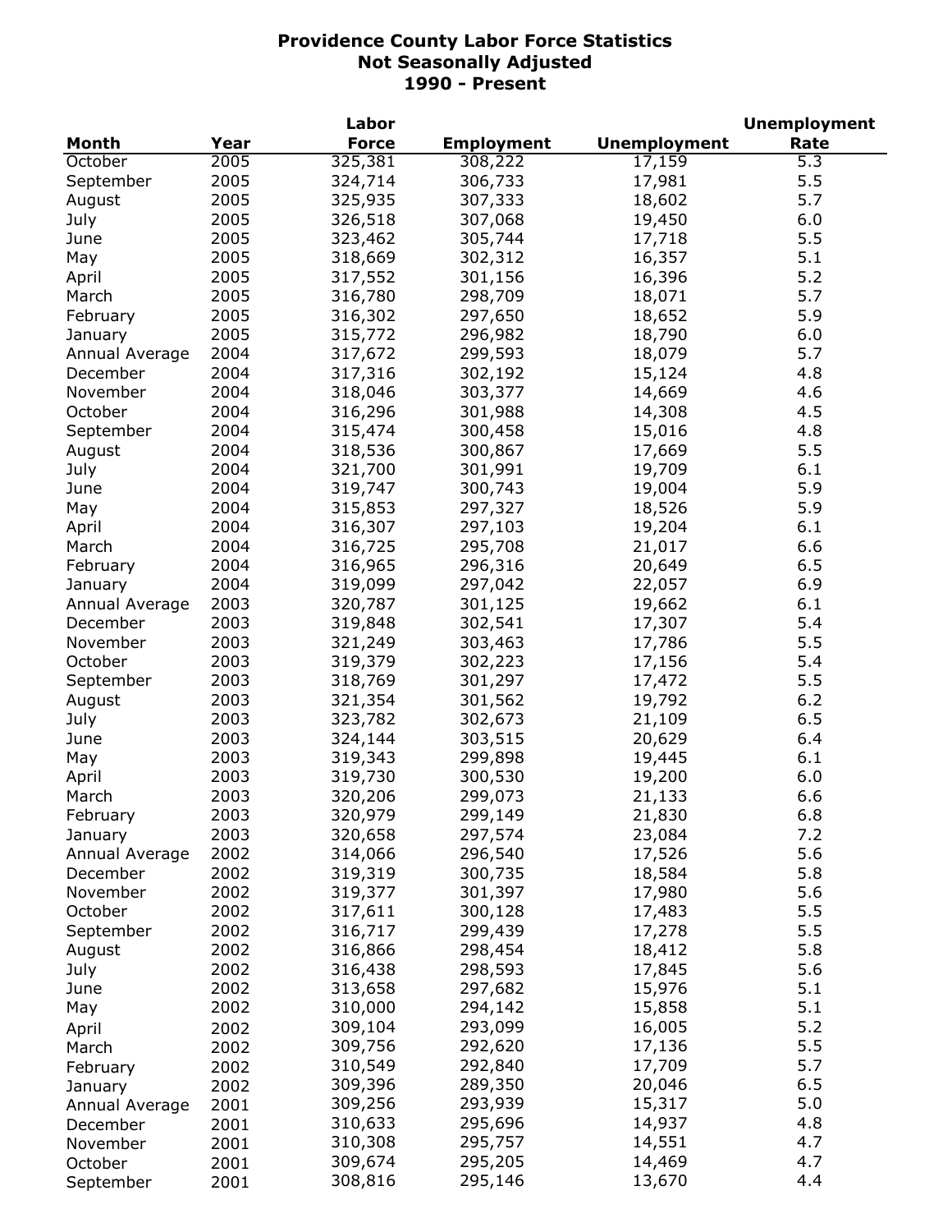# Providence County Labor Force Statistics
## Not Seasonally Adjusted
## 1990 - Present

| Month | Year | Labor Force | Employment | Unemployment | Unemployment Rate |
|---|---|---|---|---|---|
| October | 2005 | 325,381 | 308,222 | 17,159 | 5.3 |
| September | 2005 | 324,714 | 306,733 | 17,981 | 5.5 |
| August | 2005 | 325,935 | 307,333 | 18,602 | 5.7 |
| July | 2005 | 326,518 | 307,068 | 19,450 | 6.0 |
| June | 2005 | 323,462 | 305,744 | 17,718 | 5.5 |
| May | 2005 | 318,669 | 302,312 | 16,357 | 5.1 |
| April | 2005 | 317,552 | 301,156 | 16,396 | 5.2 |
| March | 2005 | 316,780 | 298,709 | 18,071 | 5.7 |
| February | 2005 | 316,302 | 297,650 | 18,652 | 5.9 |
| January | 2005 | 315,772 | 296,982 | 18,790 | 6.0 |
| Annual Average | 2004 | 317,672 | 299,593 | 18,079 | 5.7 |
| December | 2004 | 317,316 | 302,192 | 15,124 | 4.8 |
| November | 2004 | 318,046 | 303,377 | 14,669 | 4.6 |
| October | 2004 | 316,296 | 301,988 | 14,308 | 4.5 |
| September | 2004 | 315,474 | 300,458 | 15,016 | 4.8 |
| August | 2004 | 318,536 | 300,867 | 17,669 | 5.5 |
| July | 2004 | 321,700 | 301,991 | 19,709 | 6.1 |
| June | 2004 | 319,747 | 300,743 | 19,004 | 5.9 |
| May | 2004 | 315,853 | 297,327 | 18,526 | 5.9 |
| April | 2004 | 316,307 | 297,103 | 19,204 | 6.1 |
| March | 2004 | 316,725 | 295,708 | 21,017 | 6.6 |
| February | 2004 | 316,965 | 296,316 | 20,649 | 6.5 |
| January | 2004 | 319,099 | 297,042 | 22,057 | 6.9 |
| Annual Average | 2003 | 320,787 | 301,125 | 19,662 | 6.1 |
| December | 2003 | 319,848 | 302,541 | 17,307 | 5.4 |
| November | 2003 | 321,249 | 303,463 | 17,786 | 5.5 |
| October | 2003 | 319,379 | 302,223 | 17,156 | 5.4 |
| September | 2003 | 318,769 | 301,297 | 17,472 | 5.5 |
| August | 2003 | 321,354 | 301,562 | 19,792 | 6.2 |
| July | 2003 | 323,782 | 302,673 | 21,109 | 6.5 |
| June | 2003 | 324,144 | 303,515 | 20,629 | 6.4 |
| May | 2003 | 319,343 | 299,898 | 19,445 | 6.1 |
| April | 2003 | 319,730 | 300,530 | 19,200 | 6.0 |
| March | 2003 | 320,206 | 299,073 | 21,133 | 6.6 |
| February | 2003 | 320,979 | 299,149 | 21,830 | 6.8 |
| January | 2003 | 320,658 | 297,574 | 23,084 | 7.2 |
| Annual Average | 2002 | 314,066 | 296,540 | 17,526 | 5.6 |
| December | 2002 | 319,319 | 300,735 | 18,584 | 5.8 |
| November | 2002 | 319,377 | 301,397 | 17,980 | 5.6 |
| October | 2002 | 317,611 | 300,128 | 17,483 | 5.5 |
| September | 2002 | 316,717 | 299,439 | 17,278 | 5.5 |
| August | 2002 | 316,866 | 298,454 | 18,412 | 5.8 |
| July | 2002 | 316,438 | 298,593 | 17,845 | 5.6 |
| June | 2002 | 313,658 | 297,682 | 15,976 | 5.1 |
| May | 2002 | 310,000 | 294,142 | 15,858 | 5.1 |
| April | 2002 | 309,104 | 293,099 | 16,005 | 5.2 |
| March | 2002 | 309,756 | 292,620 | 17,136 | 5.5 |
| February | 2002 | 310,549 | 292,840 | 17,709 | 5.7 |
| January | 2002 | 309,396 | 289,350 | 20,046 | 6.5 |
| Annual Average | 2001 | 309,256 | 293,939 | 15,317 | 5.0 |
| December | 2001 | 310,633 | 295,696 | 14,937 | 4.8 |
| November | 2001 | 310,308 | 295,757 | 14,551 | 4.7 |
| October | 2001 | 309,674 | 295,205 | 14,469 | 4.7 |
| September | 2001 | 308,816 | 295,146 | 13,670 | 4.4 |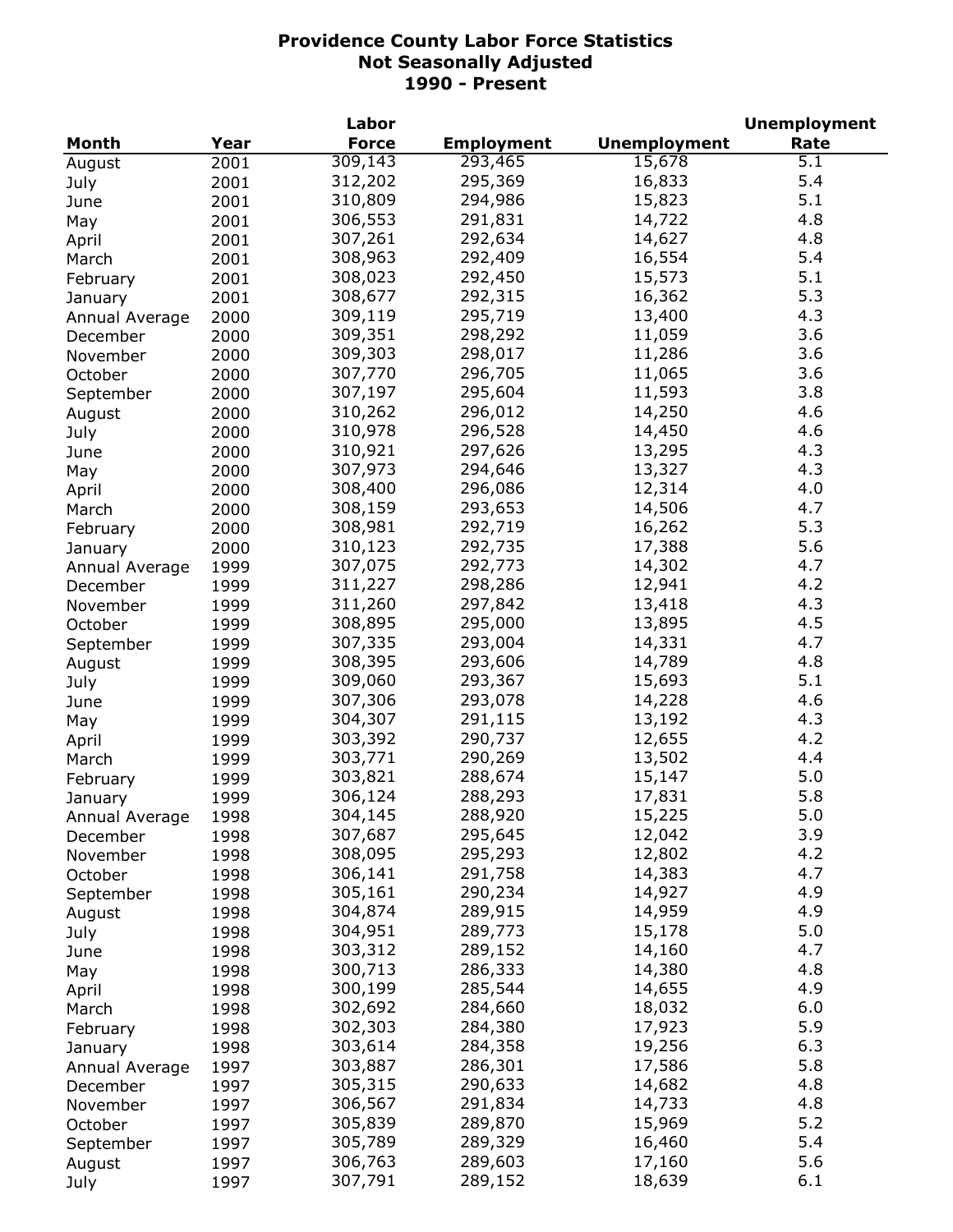# Providence County Labor Force Statistics
## Not Seasonally Adjusted
## 1990 - Present

| Month | Year | Labor Force | Employment | Unemployment | Unemployment Rate |
|---|---|---|---|---|---|
| August | 2001 | 309,143 | 293,465 | 15,678 | 5.1 |
| July | 2001 | 312,202 | 295,369 | 16,833 | 5.4 |
| June | 2001 | 310,809 | 294,986 | 15,823 | 5.1 |
| May | 2001 | 306,553 | 291,831 | 14,722 | 4.8 |
| April | 2001 | 307,261 | 292,634 | 14,627 | 4.8 |
| March | 2001 | 308,963 | 292,409 | 16,554 | 5.4 |
| February | 2001 | 308,023 | 292,450 | 15,573 | 5.1 |
| January | 2001 | 308,677 | 292,315 | 16,362 | 5.3 |
| Annual Average | 2000 | 309,119 | 295,719 | 13,400 | 4.3 |
| December | 2000 | 309,351 | 298,292 | 11,059 | 3.6 |
| November | 2000 | 309,303 | 298,017 | 11,286 | 3.6 |
| October | 2000 | 307,770 | 296,705 | 11,065 | 3.6 |
| September | 2000 | 307,197 | 295,604 | 11,593 | 3.8 |
| August | 2000 | 310,262 | 296,012 | 14,250 | 4.6 |
| July | 2000 | 310,978 | 296,528 | 14,450 | 4.6 |
| June | 2000 | 310,921 | 297,626 | 13,295 | 4.3 |
| May | 2000 | 307,973 | 294,646 | 13,327 | 4.3 |
| April | 2000 | 308,400 | 296,086 | 12,314 | 4.0 |
| March | 2000 | 308,159 | 293,653 | 14,506 | 4.7 |
| February | 2000 | 308,981 | 292,719 | 16,262 | 5.3 |
| January | 2000 | 310,123 | 292,735 | 17,388 | 5.6 |
| Annual Average | 1999 | 307,075 | 292,773 | 14,302 | 4.7 |
| December | 1999 | 311,227 | 298,286 | 12,941 | 4.2 |
| November | 1999 | 311,260 | 297,842 | 13,418 | 4.3 |
| October | 1999 | 308,895 | 295,000 | 13,895 | 4.5 |
| September | 1999 | 307,335 | 293,004 | 14,331 | 4.7 |
| August | 1999 | 308,395 | 293,606 | 14,789 | 4.8 |
| July | 1999 | 309,060 | 293,367 | 15,693 | 5.1 |
| June | 1999 | 307,306 | 293,078 | 14,228 | 4.6 |
| May | 1999 | 304,307 | 291,115 | 13,192 | 4.3 |
| April | 1999 | 303,392 | 290,737 | 12,655 | 4.2 |
| March | 1999 | 303,771 | 290,269 | 13,502 | 4.4 |
| February | 1999 | 303,821 | 288,674 | 15,147 | 5.0 |
| January | 1999 | 306,124 | 288,293 | 17,831 | 5.8 |
| Annual Average | 1998 | 304,145 | 288,920 | 15,225 | 5.0 |
| December | 1998 | 307,687 | 295,645 | 12,042 | 3.9 |
| November | 1998 | 308,095 | 295,293 | 12,802 | 4.2 |
| October | 1998 | 306,141 | 291,758 | 14,383 | 4.7 |
| September | 1998 | 305,161 | 290,234 | 14,927 | 4.9 |
| August | 1998 | 304,874 | 289,915 | 14,959 | 4.9 |
| July | 1998 | 304,951 | 289,773 | 15,178 | 5.0 |
| June | 1998 | 303,312 | 289,152 | 14,160 | 4.7 |
| May | 1998 | 300,713 | 286,333 | 14,380 | 4.8 |
| April | 1998 | 300,199 | 285,544 | 14,655 | 4.9 |
| March | 1998 | 302,692 | 284,660 | 18,032 | 6.0 |
| February | 1998 | 302,303 | 284,380 | 17,923 | 5.9 |
| January | 1998 | 303,614 | 284,358 | 19,256 | 6.3 |
| Annual Average | 1997 | 303,887 | 286,301 | 17,586 | 5.8 |
| December | 1997 | 305,315 | 290,633 | 14,682 | 4.8 |
| November | 1997 | 306,567 | 291,834 | 14,733 | 4.8 |
| October | 1997 | 305,839 | 289,870 | 15,969 | 5.2 |
| September | 1997 | 305,789 | 289,329 | 16,460 | 5.4 |
| August | 1997 | 306,763 | 289,603 | 17,160 | 5.6 |
| July | 1997 | 307,791 | 289,152 | 18,639 | 6.1 |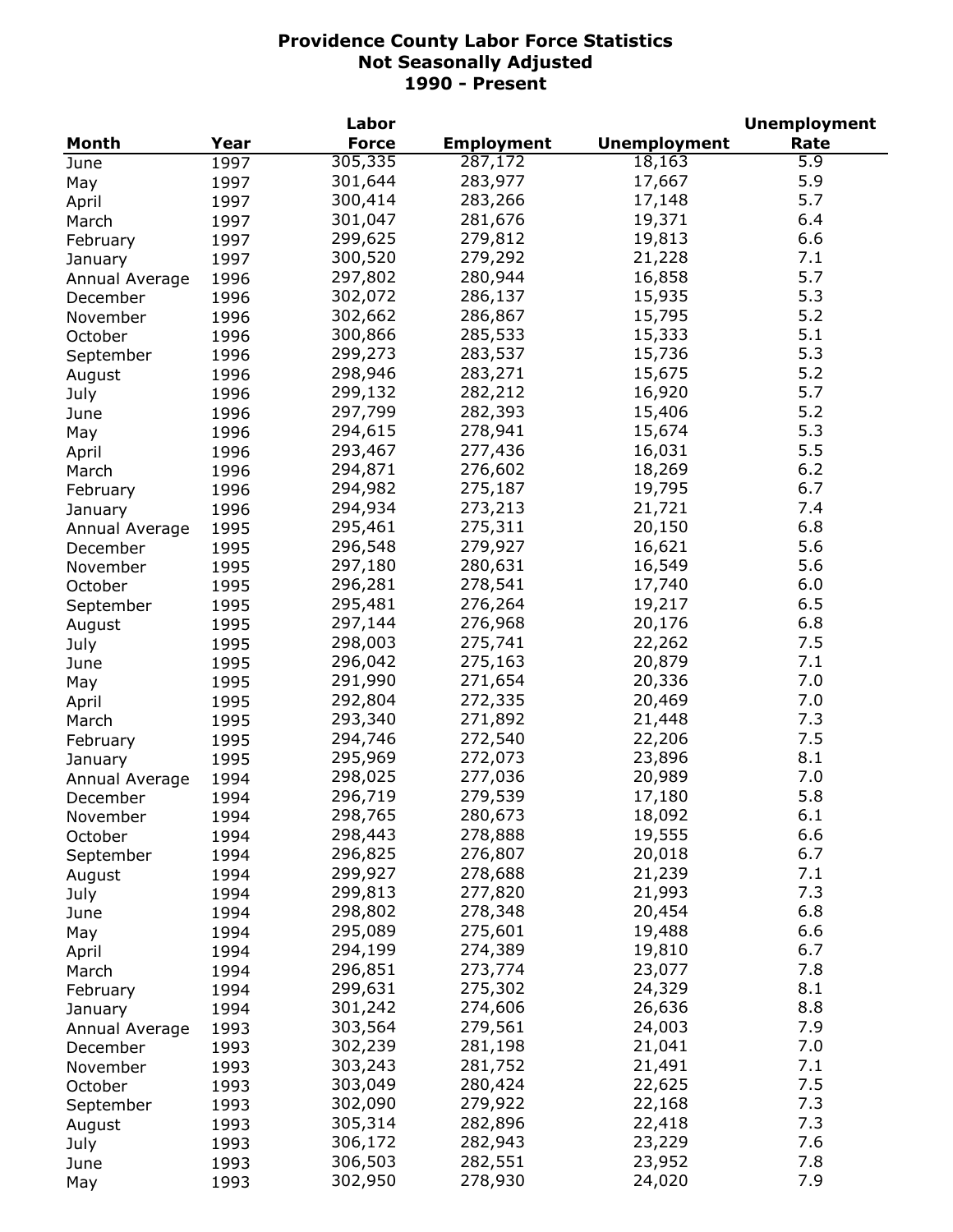# Providence County Labor Force Statistics
## Not Seasonally Adjusted
## 1990 - Present

| Month | Year | Labor Force | Employment | Unemployment | Unemployment Rate |
|---|---|---|---|---|---|
| June | 1997 | 305,335 | 287,172 | 18,163 | 5.9 |
| May | 1997 | 301,644 | 283,977 | 17,667 | 5.9 |
| April | 1997 | 300,414 | 283,266 | 17,148 | 5.7 |
| March | 1997 | 301,047 | 281,676 | 19,371 | 6.4 |
| February | 1997 | 299,625 | 279,812 | 19,813 | 6.6 |
| January | 1997 | 300,520 | 279,292 | 21,228 | 7.1 |
| Annual Average | 1996 | 297,802 | 280,944 | 16,858 | 5.7 |
| December | 1996 | 302,072 | 286,137 | 15,935 | 5.3 |
| November | 1996 | 302,662 | 286,867 | 15,795 | 5.2 |
| October | 1996 | 300,866 | 285,533 | 15,333 | 5.1 |
| September | 1996 | 299,273 | 283,537 | 15,736 | 5.3 |
| August | 1996 | 298,946 | 283,271 | 15,675 | 5.2 |
| July | 1996 | 299,132 | 282,212 | 16,920 | 5.7 |
| June | 1996 | 297,799 | 282,393 | 15,406 | 5.2 |
| May | 1996 | 294,615 | 278,941 | 15,674 | 5.3 |
| April | 1996 | 293,467 | 277,436 | 16,031 | 5.5 |
| March | 1996 | 294,871 | 276,602 | 18,269 | 6.2 |
| February | 1996 | 294,982 | 275,187 | 19,795 | 6.7 |
| January | 1996 | 294,934 | 273,213 | 21,721 | 7.4 |
| Annual Average | 1995 | 295,461 | 275,311 | 20,150 | 6.8 |
| December | 1995 | 296,548 | 279,927 | 16,621 | 5.6 |
| November | 1995 | 297,180 | 280,631 | 16,549 | 5.6 |
| October | 1995 | 296,281 | 278,541 | 17,740 | 6.0 |
| September | 1995 | 295,481 | 276,264 | 19,217 | 6.5 |
| August | 1995 | 297,144 | 276,968 | 20,176 | 6.8 |
| July | 1995 | 298,003 | 275,741 | 22,262 | 7.5 |
| June | 1995 | 296,042 | 275,163 | 20,879 | 7.1 |
| May | 1995 | 291,990 | 271,654 | 20,336 | 7.0 |
| April | 1995 | 292,804 | 272,335 | 20,469 | 7.0 |
| March | 1995 | 293,340 | 271,892 | 21,448 | 7.3 |
| February | 1995 | 294,746 | 272,540 | 22,206 | 7.5 |
| January | 1995 | 295,969 | 272,073 | 23,896 | 8.1 |
| Annual Average | 1994 | 298,025 | 277,036 | 20,989 | 7.0 |
| December | 1994 | 296,719 | 279,539 | 17,180 | 5.8 |
| November | 1994 | 298,765 | 280,673 | 18,092 | 6.1 |
| October | 1994 | 298,443 | 278,888 | 19,555 | 6.6 |
| September | 1994 | 296,825 | 276,807 | 20,018 | 6.7 |
| August | 1994 | 299,927 | 278,688 | 21,239 | 7.1 |
| July | 1994 | 299,813 | 277,820 | 21,993 | 7.3 |
| June | 1994 | 298,802 | 278,348 | 20,454 | 6.8 |
| May | 1994 | 295,089 | 275,601 | 19,488 | 6.6 |
| April | 1994 | 294,199 | 274,389 | 19,810 | 6.7 |
| March | 1994 | 296,851 | 273,774 | 23,077 | 7.8 |
| February | 1994 | 299,631 | 275,302 | 24,329 | 8.1 |
| January | 1994 | 301,242 | 274,606 | 26,636 | 8.8 |
| Annual Average | 1993 | 303,564 | 279,561 | 24,003 | 7.9 |
| December | 1993 | 302,239 | 281,198 | 21,041 | 7.0 |
| November | 1993 | 303,243 | 281,752 | 21,491 | 7.1 |
| October | 1993 | 303,049 | 280,424 | 22,625 | 7.5 |
| September | 1993 | 302,090 | 279,922 | 22,168 | 7.3 |
| August | 1993 | 305,314 | 282,896 | 22,418 | 7.3 |
| July | 1993 | 306,172 | 282,943 | 23,229 | 7.6 |
| June | 1993 | 306,503 | 282,551 | 23,952 | 7.8 |
| May | 1993 | 302,950 | 278,930 | 24,020 | 7.9 |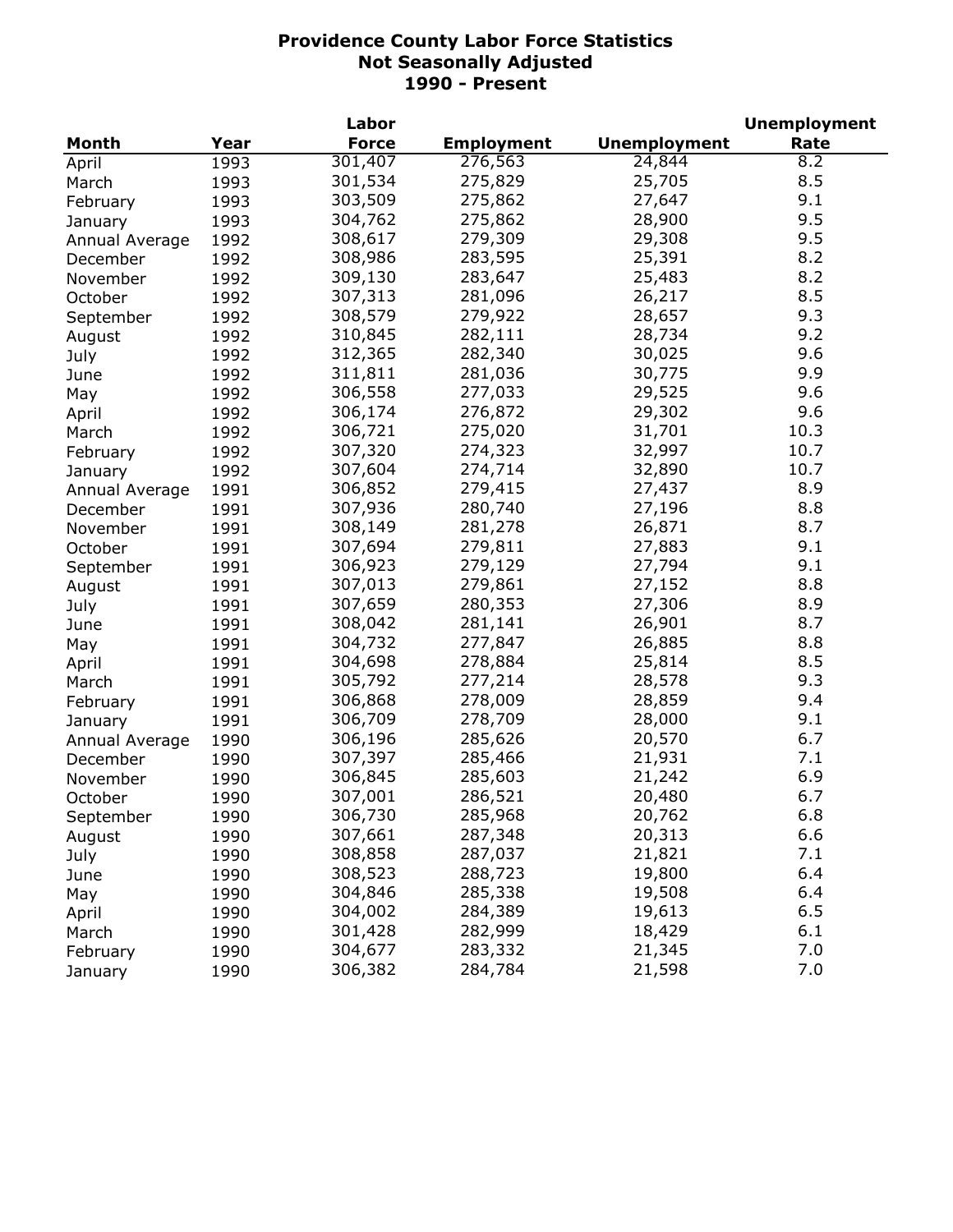# Providence County Labor Force Statistics
## Not Seasonally Adjusted
## 1990 - Present

| Month | Year | Labor Force | Employment | Unemployment | Unemployment Rate |
|---|---|---|---|---|---|
| April | 1993 | 301,407 | 276,563 | 24,844 | 8.2 |
| March | 1993 | 301,534 | 275,829 | 25,705 | 8.5 |
| February | 1993 | 303,509 | 275,862 | 27,647 | 9.1 |
| January | 1993 | 304,762 | 275,862 | 28,900 | 9.5 |
| Annual Average | 1992 | 308,617 | 279,309 | 29,308 | 9.5 |
| December | 1992 | 308,986 | 283,595 | 25,391 | 8.2 |
| November | 1992 | 309,130 | 283,647 | 25,483 | 8.2 |
| October | 1992 | 307,313 | 281,096 | 26,217 | 8.5 |
| September | 1992 | 308,579 | 279,922 | 28,657 | 9.3 |
| August | 1992 | 310,845 | 282,111 | 28,734 | 9.2 |
| July | 1992 | 312,365 | 282,340 | 30,025 | 9.6 |
| June | 1992 | 311,811 | 281,036 | 30,775 | 9.9 |
| May | 1992 | 306,558 | 277,033 | 29,525 | 9.6 |
| April | 1992 | 306,174 | 276,872 | 29,302 | 9.6 |
| March | 1992 | 306,721 | 275,020 | 31,701 | 10.3 |
| February | 1992 | 307,320 | 274,323 | 32,997 | 10.7 |
| January | 1992 | 307,604 | 274,714 | 32,890 | 10.7 |
| Annual Average | 1991 | 306,852 | 279,415 | 27,437 | 8.9 |
| December | 1991 | 307,936 | 280,740 | 27,196 | 8.8 |
| November | 1991 | 308,149 | 281,278 | 26,871 | 8.7 |
| October | 1991 | 307,694 | 279,811 | 27,883 | 9.1 |
| September | 1991 | 306,923 | 279,129 | 27,794 | 9.1 |
| August | 1991 | 307,013 | 279,861 | 27,152 | 8.8 |
| July | 1991 | 307,659 | 280,353 | 27,306 | 8.9 |
| June | 1991 | 308,042 | 281,141 | 26,901 | 8.7 |
| May | 1991 | 304,732 | 277,847 | 26,885 | 8.8 |
| April | 1991 | 304,698 | 278,884 | 25,814 | 8.5 |
| March | 1991 | 305,792 | 277,214 | 28,578 | 9.3 |
| February | 1991 | 306,868 | 278,009 | 28,859 | 9.4 |
| January | 1991 | 306,709 | 278,709 | 28,000 | 9.1 |
| Annual Average | 1990 | 306,196 | 285,626 | 20,570 | 6.7 |
| December | 1990 | 307,397 | 285,466 | 21,931 | 7.1 |
| November | 1990 | 306,845 | 285,603 | 21,242 | 6.9 |
| October | 1990 | 307,001 | 286,521 | 20,480 | 6.7 |
| September | 1990 | 306,730 | 285,968 | 20,762 | 6.8 |
| August | 1990 | 307,661 | 287,348 | 20,313 | 6.6 |
| July | 1990 | 308,858 | 287,037 | 21,821 | 7.1 |
| June | 1990 | 308,523 | 288,723 | 19,800 | 6.4 |
| May | 1990 | 304,846 | 285,338 | 19,508 | 6.4 |
| April | 1990 | 304,002 | 284,389 | 19,613 | 6.5 |
| March | 1990 | 301,428 | 282,999 | 18,429 | 6.1 |
| February | 1990 | 304,677 | 283,332 | 21,345 | 7.0 |
| January | 1990 | 306,382 | 284,784 | 21,598 | 7.0 |